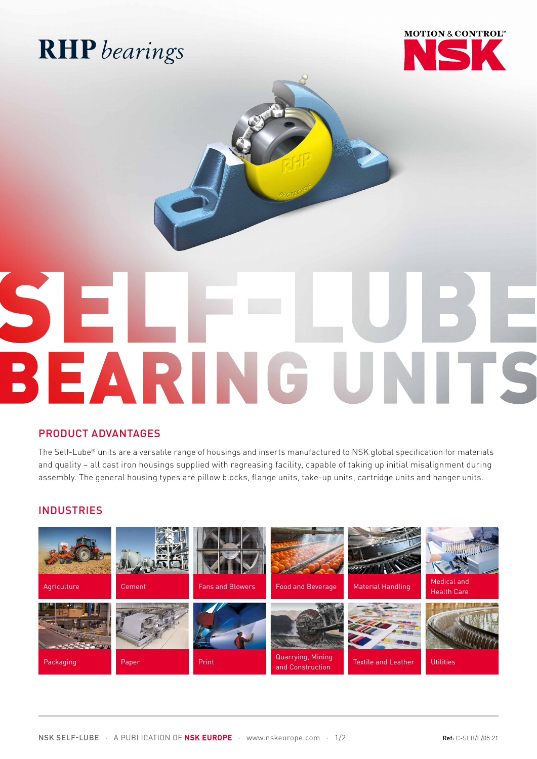RHP *bearings*

MOTION & CONTROL™ NSK

# SELF-LUBE BEARING UNITS

## PRODUCT ADVANTAGES

The Self-Lube® units are a versatile range of housings and inserts manufactured to NSK global specification for materials and quality – all cast iron housings supplied with regreasing facility, capable of taking up initial misalignment during assembly. The general housing types are pillow blocks, flange units, take-up units, cartridge units and hanger units.

## INDUSTRIES

- Agriculture
- Cement
- Fans and Blowers
- Food and Beverage
- Material Handling
- Medical and Health Care
- Packaging
- Paper
- Print
- Quarrying, Mining and Construction
- Textile and Leather
- Utilities

NSK SELF-LUBE · A PUBLICATION OF **NSK EUROPE** · www.nskeurope.com

**Ref:** C-SLB/E/05.21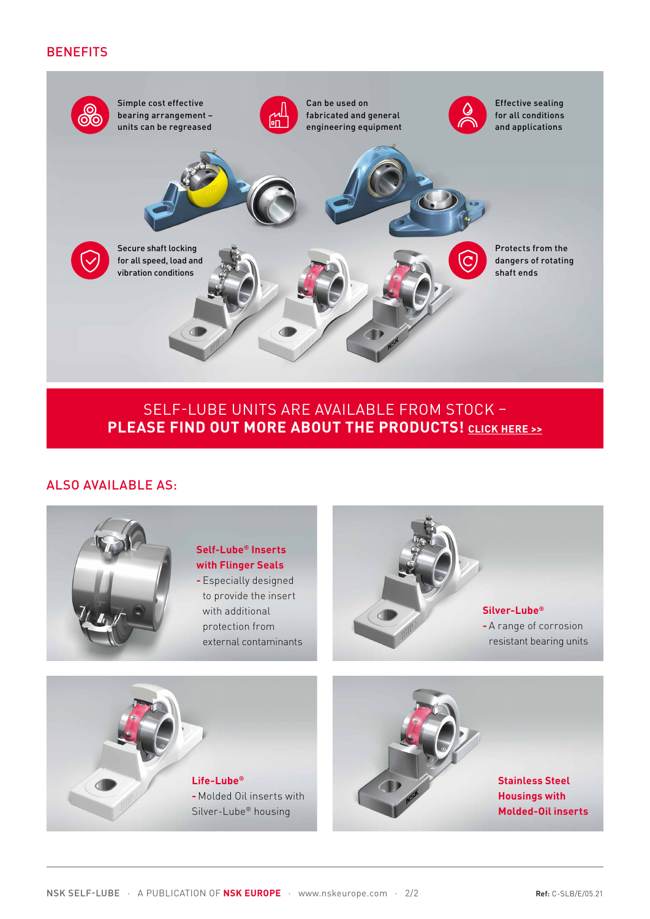## BENEFITS

- Simple cost effective bearing arrangement – units can be regreased
- Can be used on fabricated and general engineering equipment
- Effective sealing for all conditions and applications
- Secure shaft locking for all speed, load and vibration conditions
- Protects from the dangers of rotating shaft ends

SELF-LUBE UNITS ARE AVAILABLE FROM STOCK –
**PLEASE FIND OUT MORE ABOUT THE PRODUCTS!** CLICK HERE >>

## ALSO AVAILABLE AS:

**Self-Lube® Inserts with Flinger Seals**
- Especially designed to provide the insert with additional protection from external contaminants

**Silver-Lube®**
- A range of corrosion resistant bearing units

**Life-Lube®**
- Molded Oil inserts with Silver-Lube® housing

**Stainless Steel Housings with Molded-Oil inserts**

NSK SELF-LUBE · A PUBLICATION OF **NSK EUROPE** · www.nskeurope.com

**Ref:** C-SLB/E/05.21